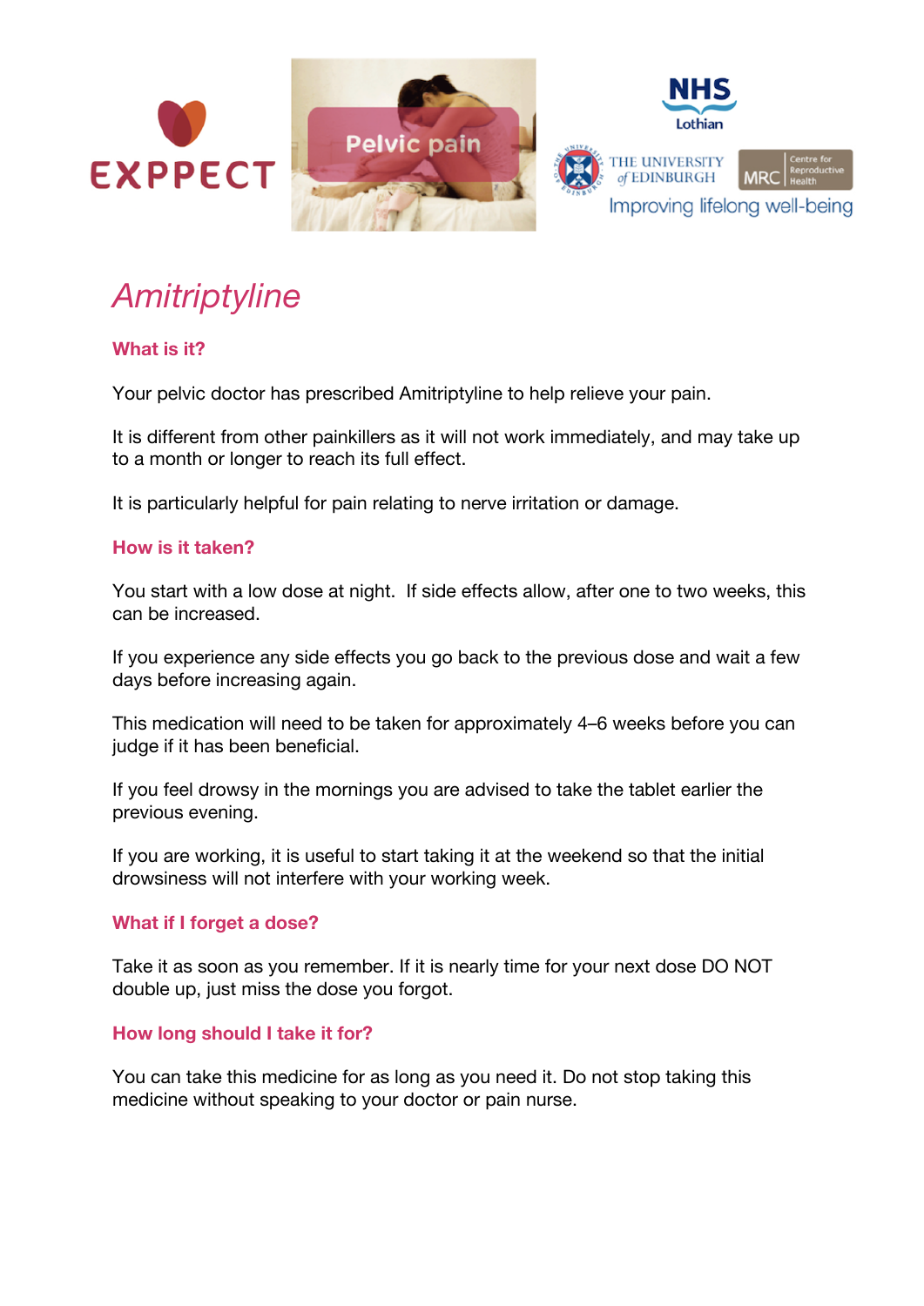# Amitriptyline

## What is it?

Your pelvic doctor has prescribed Amitriptyline to help relieve your pain.

It is different from other painkillers as it will not work immediately, and may take up to a month or longer to reach its full effect.

It is particularly helpful for pain relating to nerve irritation or damage.

## How is it taken?

You start with a low dose at night. If side effects allow, after one to two weeks, this can be increased.

If you experience any side effects you go back to the previous dose and wait a few days before increasing again.

This medication will need to be taken for approximately 4–6 weeks before you can judge if it has been beneficial.

If you feel drowsy in the mornings you are advised to take the tablet earlier the previous evening.

If you are working, it is useful to start taking it at the weekend so that the initial drowsiness will not interfere with your working week.

## What if I forget a dose?

Take it as soon as you remember. If it is nearly time for your next dose DO NOT double up, just miss the dose you forgot.

## How long should I take it for?

You can take this medicine for as long as you need it. Do not stop taking this medicine without speaking to your doctor or pain nurse.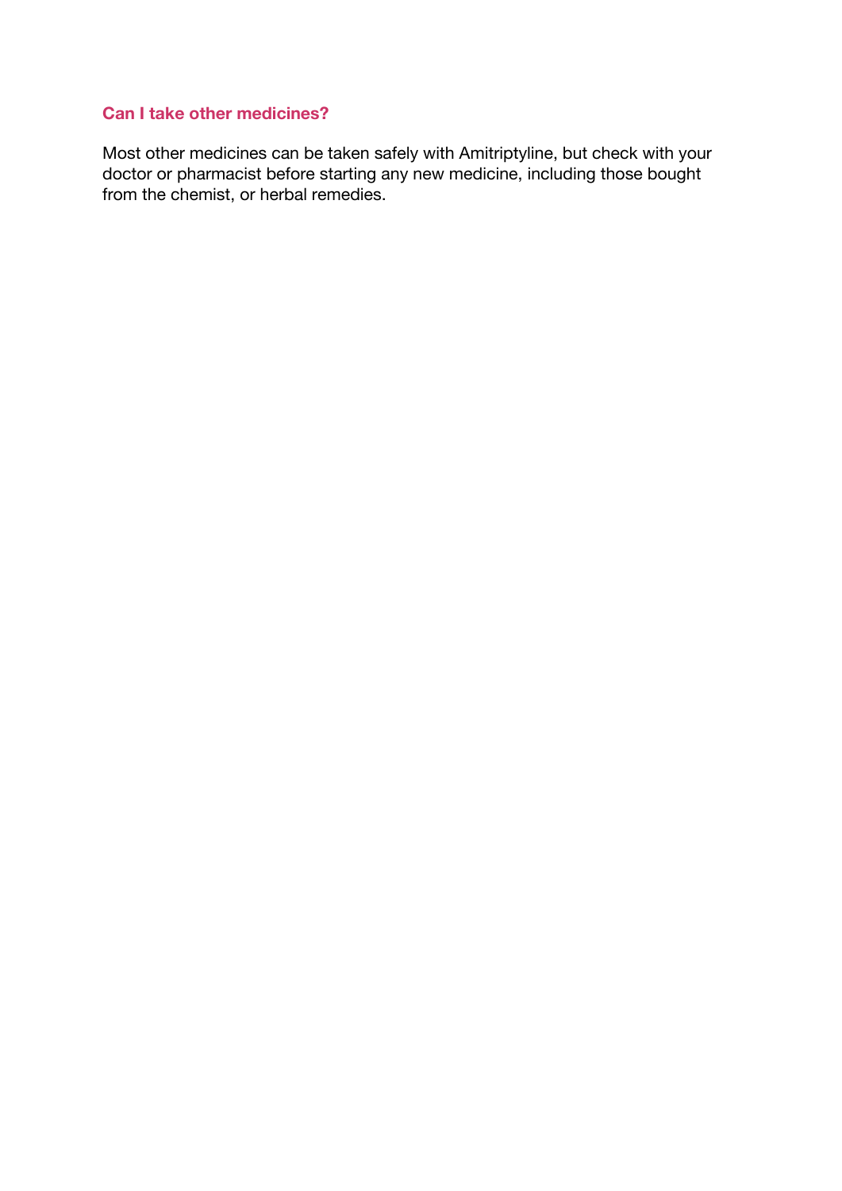### Can I take other medicines?

Most other medicines can be taken safely with Amitriptyline, but check with your doctor or pharmacist before starting any new medicine, including those bought from the chemist, or herbal remedies.